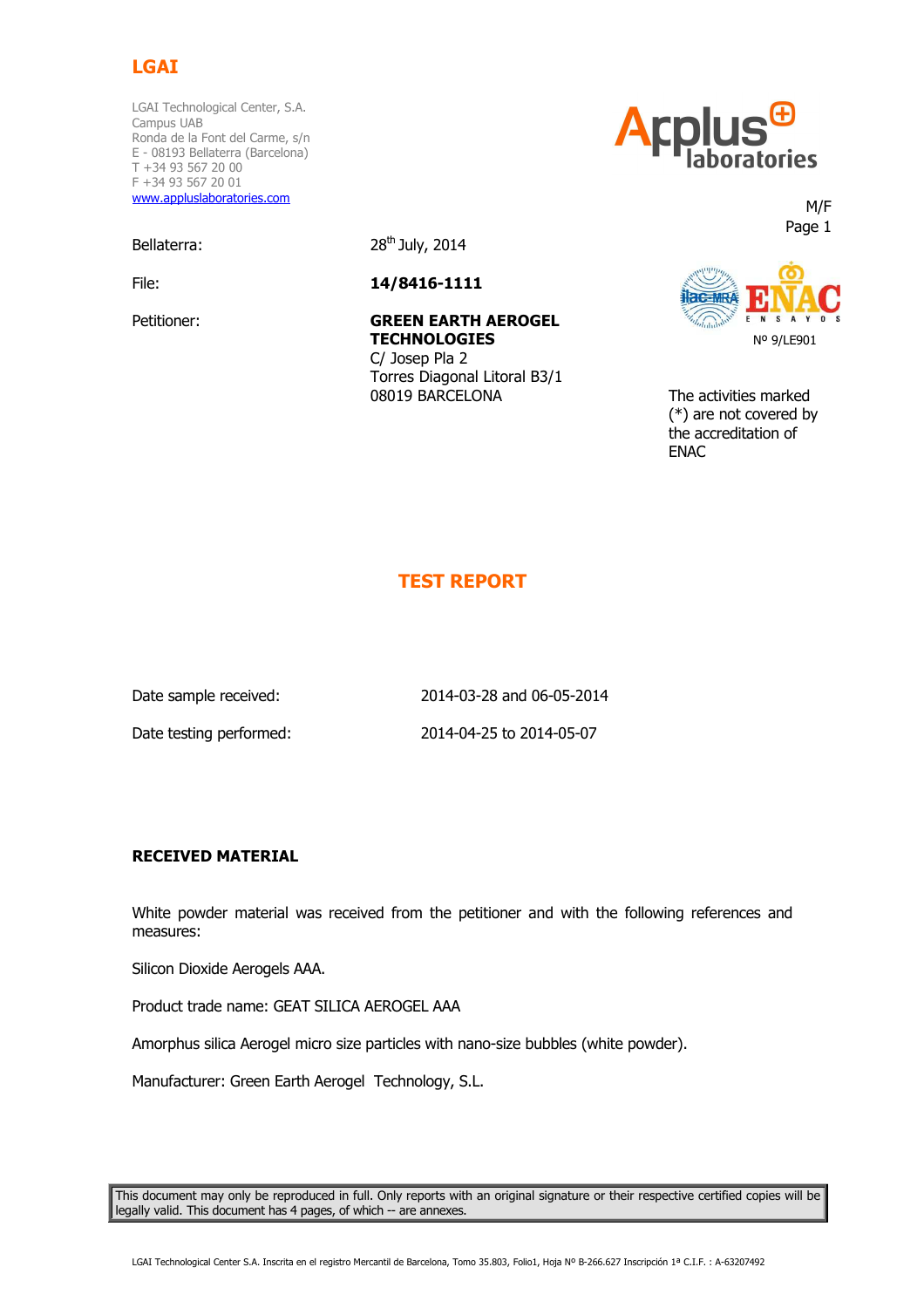**LGAI**

LGAI Technological Center, S.A.
Campus UAB
Ronda de la Font del Carme, s/n
E - 08193 Bellaterra (Barcelona)
T +34 93 567 20 00
F +34 93 567 20 01
www.appluslaboratories.com

Applus laboratories

M/F

Bellaterra: 28th July, 2014

File: **14/8416-1111**

Petitioner: **GREEN EARTH AEROGEL TECHNOLOGIES**
C/ Josep Pla 2
Torres Diagonal Litoral B3/1
08019 BARCELONA

ilac-MRA ENAC ENSAYOS
Nº 9/LE901

The activities marked (*) are not covered by the accreditation of ENAC

# TEST REPORT

Date sample received: 2014-03-28 and 06-05-2014

Date testing performed: 2014-04-25 to 2014-05-07

## RECEIVED MATERIAL

White powder material was received from the petitioner and with the following references and measures:

Silicon Dioxide Aerogels AAA.

Product trade name: GEAT SILICA AEROGEL AAA

Amorphus silica Aerogel micro size particles with nano-size bubbles (white powder).

Manufacturer: Green Earth Aerogel Technology, S.L.

This document may only be reproduced in full. Only reports with an original signature or their respective certified copies will be legally valid. This document has 4 pages, of which -- are annexes.

LGAI Technological Center S.A. Inscrita en el registro Mercantil de Barcelona, Tomo 35.803, Folio1, Hoja Nº B-266.627 Inscripción 1ª C.I.F. : A-63207492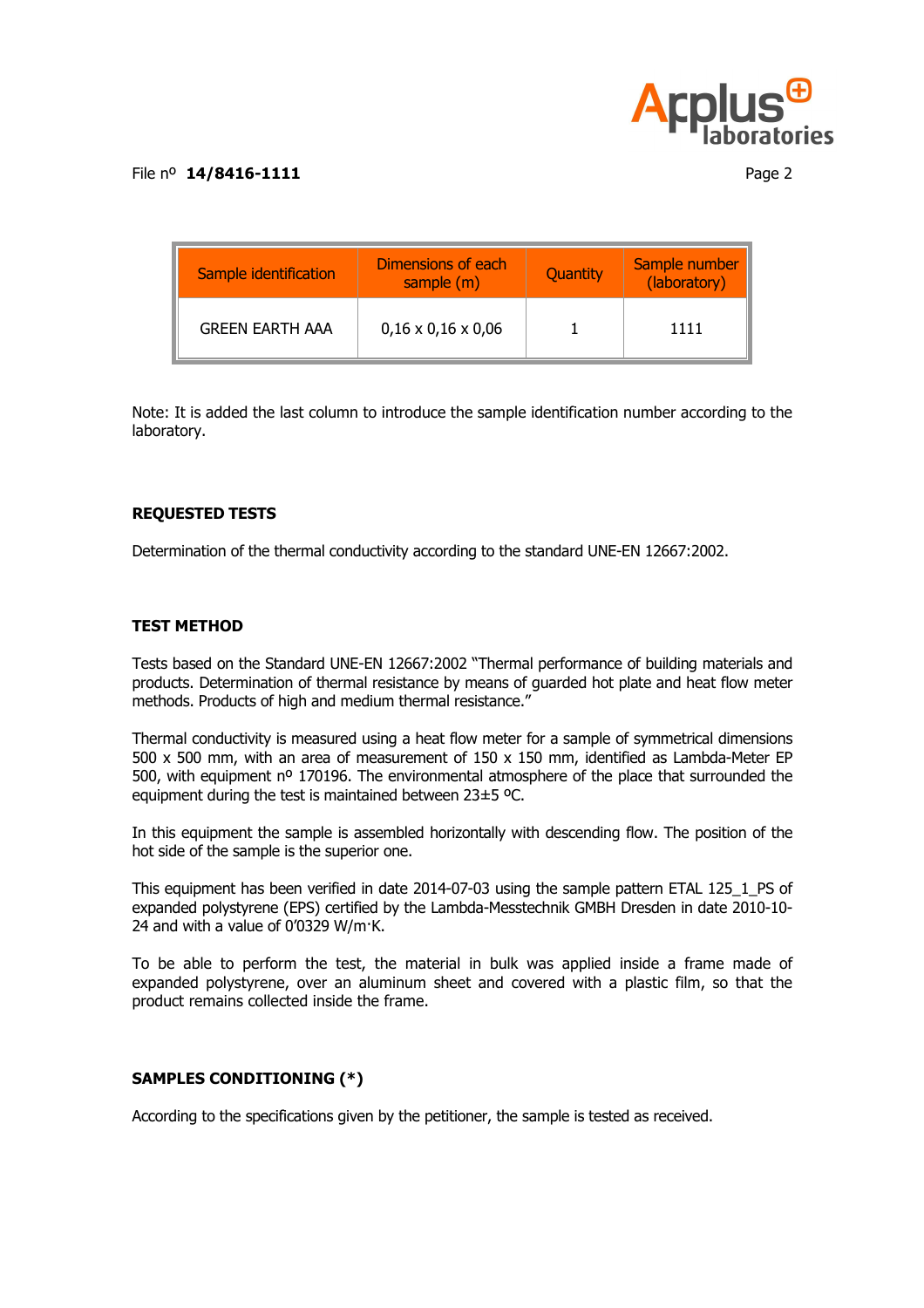File nº **14/8416-1111**

| Sample identification | Dimensions of each sample (m) | Quantity | Sample number (laboratory) |
|---|---|---|---|
| GREEN EARTH AAA | 0,16 x 0,16 x 0,06 | 1 | 1111 |

Note: It is added the last column to introduce the sample identification number according to the laboratory.

## REQUESTED TESTS

Determination of the thermal conductivity according to the standard UNE-EN 12667:2002.

## TEST METHOD

Tests based on the Standard UNE-EN 12667:2002 "Thermal performance of building materials and products. Determination of thermal resistance by means of guarded hot plate and heat flow meter methods. Products of high and medium thermal resistance."

Thermal conductivity is measured using a heat flow meter for a sample of symmetrical dimensions 500 x 500 mm, with an area of measurement of 150 x 150 mm, identified as Lambda-Meter EP 500, with equipment nº 170196. The environmental atmosphere of the place that surrounded the equipment during the test is maintained between 23±5 ºC.

In this equipment the sample is assembled horizontally with descending flow. The position of the hot side of the sample is the superior one.

This equipment has been verified in date 2014-07-03 using the sample pattern ETAL 125_1_PS of expanded polystyrene (EPS) certified by the Lambda-Messtechnik GMBH Dresden in date 2010-10-24 and with a value of 0'0329 W/m·K.

To be able to perform the test, the material in bulk was applied inside a frame made of expanded polystyrene, over an aluminum sheet and covered with a plastic film, so that the product remains collected inside the frame.

## SAMPLES CONDITIONING (*)

According to the specifications given by the petitioner, the sample is tested as received.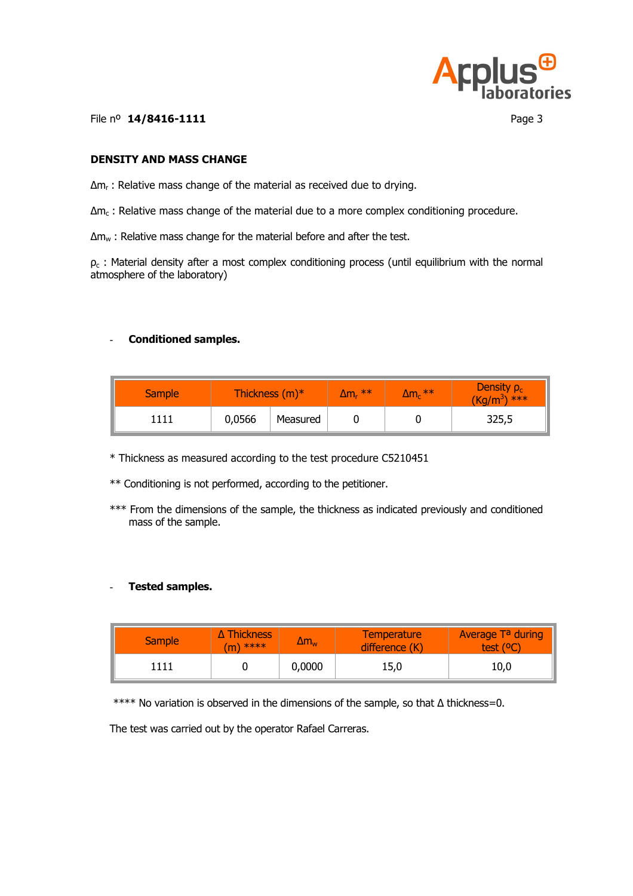File nº **14/8416-1111**

**DENSITY AND MASS CHANGE**

$\Delta m_r$ : Relative mass change of the material as received due to drying.

$\Delta m_c$ : Relative mass change of the material due to a more complex conditioning procedure.

$\Delta m_w$ : Relative mass change for the material before and after the test.

$\rho_c$ : Material density after a most complex conditioning process (until equilibrium with the normal atmosphere of the laboratory)

- **Conditioned samples.**

| Sample | Thickness (m)* | | $\Delta m_r$ ** | $\Delta m_c$ ** | Density $\rho_c$ (Kg/m$^3$) *** |
|---|---|---|---|---|---|
| 1111 | 0,0566 | Measured | 0 | 0 | 325,5 |

\* Thickness as measured according to the test procedure C5210451

** Conditioning is not performed, according to the petitioner.

*** From the dimensions of the sample, the thickness as indicated previously and conditioned mass of the sample.

- **Tested samples.**

| Sample | Δ Thickness (m) **** | $\Delta m_w$ | Temperature difference (K) | Average Tª during test (ºC) |
|---|---|---|---|---|
| 1111 | 0 | 0,0000 | 15,0 | 10,0 |

**** No variation is observed in the dimensions of the sample, so that Δ thickness=0.

The test was carried out by the operator Rafael Carreras.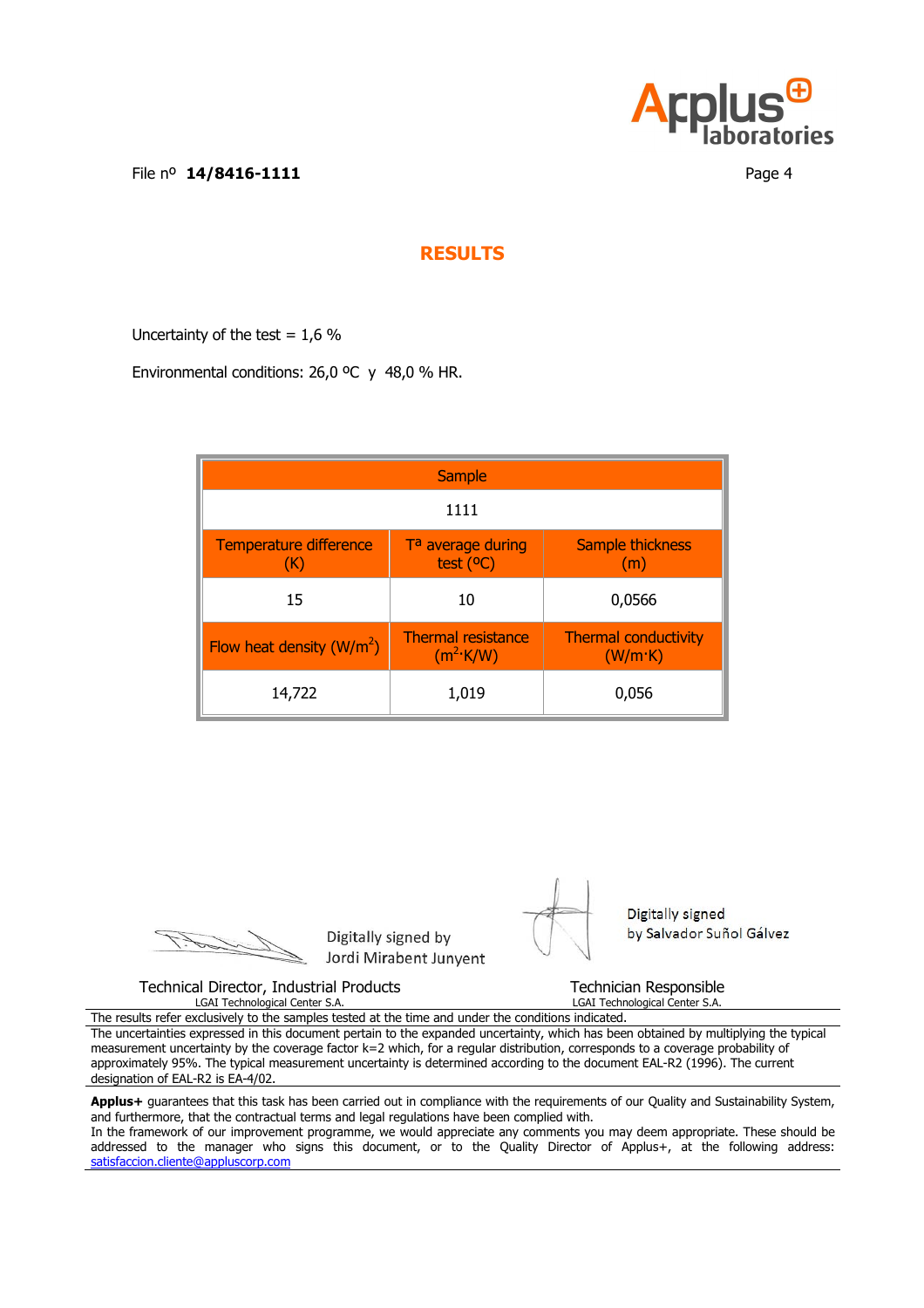File nº **14/8416-1111**

## RESULTS

Uncertainty of the test = 1,6 %

Environmental conditions: 26,0 ºC y 48,0 % HR.

| Sample | | |
|---|---|---|
| 1111 | | |
| Temperature difference (K) | Tª average during test (ºC) | Sample thickness (m) |
| 15 | 10 | 0,0566 |
| Flow heat density (W/m$^2$) | Thermal resistance (m$^2$·K/W) | Thermal conductivity (W/m·K) |
| 14,722 | 1,019 | 0,056 |

Digitally signed by Jordi Mirabent Junyent

Digitally signed by Salvador Suñol Gálvez

Technical Director, Industrial Products
LGAI Technological Center S.A.

Technician Responsible
LGAI Technological Center S.A.

The results refer exclusively to the samples tested at the time and under the conditions indicated.

The uncertainties expressed in this document pertain to the expanded uncertainty, which has been obtained by multiplying the typical measurement uncertainty by the coverage factor k=2 which, for a regular distribution, corresponds to a coverage probability of approximately 95%. The typical measurement uncertainty is determined according to the document EAL-R2 (1996). The current designation of EAL-R2 is EA-4/02.

**Applus+** guarantees that this task has been carried out in compliance with the requirements of our Quality and Sustainability System, and furthermore, that the contractual terms and legal regulations have been complied with.
In the framework of our improvement programme, we would appreciate any comments you may deem appropriate. These should be addressed to the manager who signs this document, or to the Quality Director of Applus+, at the following address: satisfaccion.cliente@appluscorp.com